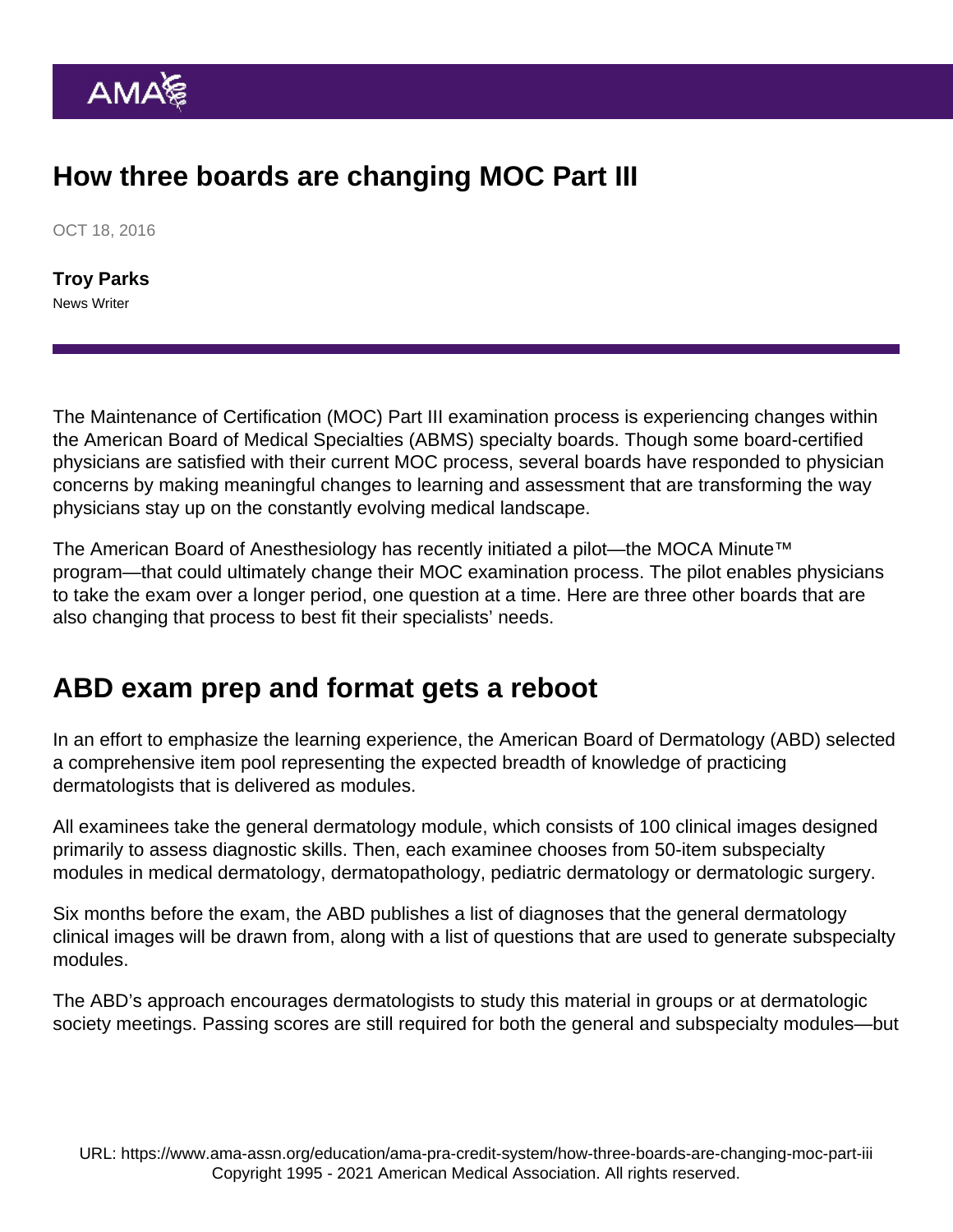# How three boards are changing MOC Part III

OCT 18, 2016

**Troy Parks**
News Writer

The Maintenance of Certification (MOC) Part III examination process is experiencing changes within the American Board of Medical Specialties (ABMS) specialty boards. Though some board-certified physicians are satisfied with their current MOC process, several boards have responded to physician concerns by making meaningful changes to learning and assessment that are transforming the way physicians stay up on the constantly evolving medical landscape.

The American Board of Anesthesiology has recently initiated a pilot—the MOCA Minute™ program—that could ultimately change their MOC examination process. The pilot enables physicians to take the exam over a longer period, one question at a time. Here are three other boards that are also changing that process to best fit their specialists' needs.

## ABD exam prep and format gets a reboot

In an effort to emphasize the learning experience, the American Board of Dermatology (ABD) selected a comprehensive item pool representing the expected breadth of knowledge of practicing dermatologists that is delivered as modules.

All examinees take the general dermatology module, which consists of 100 clinical images designed primarily to assess diagnostic skills. Then, each examinee chooses from 50-item subspecialty modules in medical dermatology, dermatopathology, pediatric dermatology or dermatologic surgery.

Six months before the exam, the ABD publishes a list of diagnoses that the general dermatology clinical images will be drawn from, along with a list of questions that are used to generate subspecialty modules.

The ABD's approach encourages dermatologists to study this material in groups or at dermatologic society meetings. Passing scores are still required for both the general and subspecialty modules—but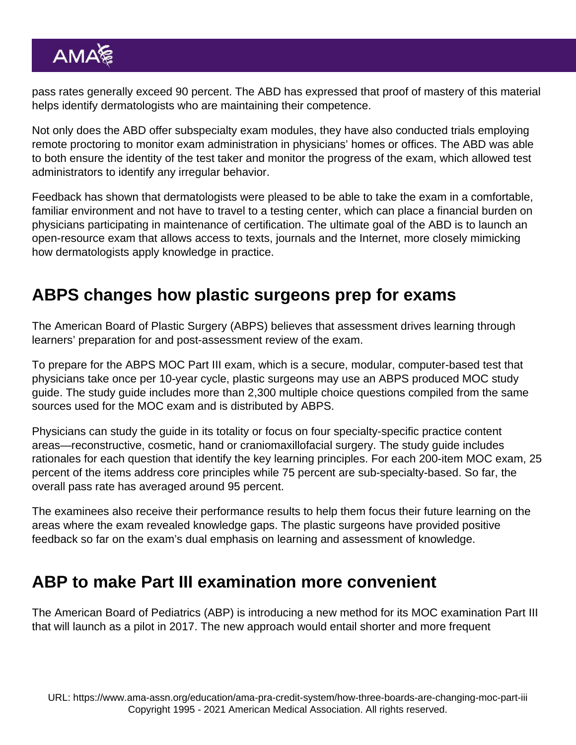pass rates generally exceed 90 percent. The ABD has expressed that proof of mastery of this material helps identify dermatologists who are maintaining their competence.

Not only does the ABD offer subspecialty exam modules, they have also conducted trials employing remote proctoring to monitor exam administration in physicians' homes or offices. The ABD was able to both ensure the identity of the test taker and monitor the progress of the exam, which allowed test administrators to identify any irregular behavior.

Feedback has shown that dermatologists were pleased to be able to take the exam in a comfortable, familiar environment and not have to travel to a testing center, which can place a financial burden on physicians participating in maintenance of certification. The ultimate goal of the ABD is to launch an open-resource exam that allows access to texts, journals and the Internet, more closely mimicking how dermatologists apply knowledge in practice.

## ABPS changes how plastic surgeons prep for exams

The American Board of Plastic Surgery (ABPS) believes that assessment drives learning through learners' preparation for and post-assessment review of the exam.

To prepare for the ABPS MOC Part III exam, which is a secure, modular, computer-based test that physicians take once per 10-year cycle, plastic surgeons may use an ABPS produced MOC study guide. The study guide includes more than 2,300 multiple choice questions compiled from the same sources used for the MOC exam and is distributed by ABPS.

Physicians can study the guide in its totality or focus on four specialty-specific practice content areas—reconstructive, cosmetic, hand or craniomaxillofacial surgery. The study guide includes rationales for each question that identify the key learning principles. For each 200-item MOC exam, 25 percent of the items address core principles while 75 percent are sub-specialty-based. So far, the overall pass rate has averaged around 95 percent.

The examinees also receive their performance results to help them focus their future learning on the areas where the exam revealed knowledge gaps. The plastic surgeons have provided positive feedback so far on the exam's dual emphasis on learning and assessment of knowledge.

## ABP to make Part III examination more convenient

The American Board of Pediatrics (ABP) is introducing a new method for its MOC examination Part III that will launch as a pilot in 2017. The new approach would entail shorter and more frequent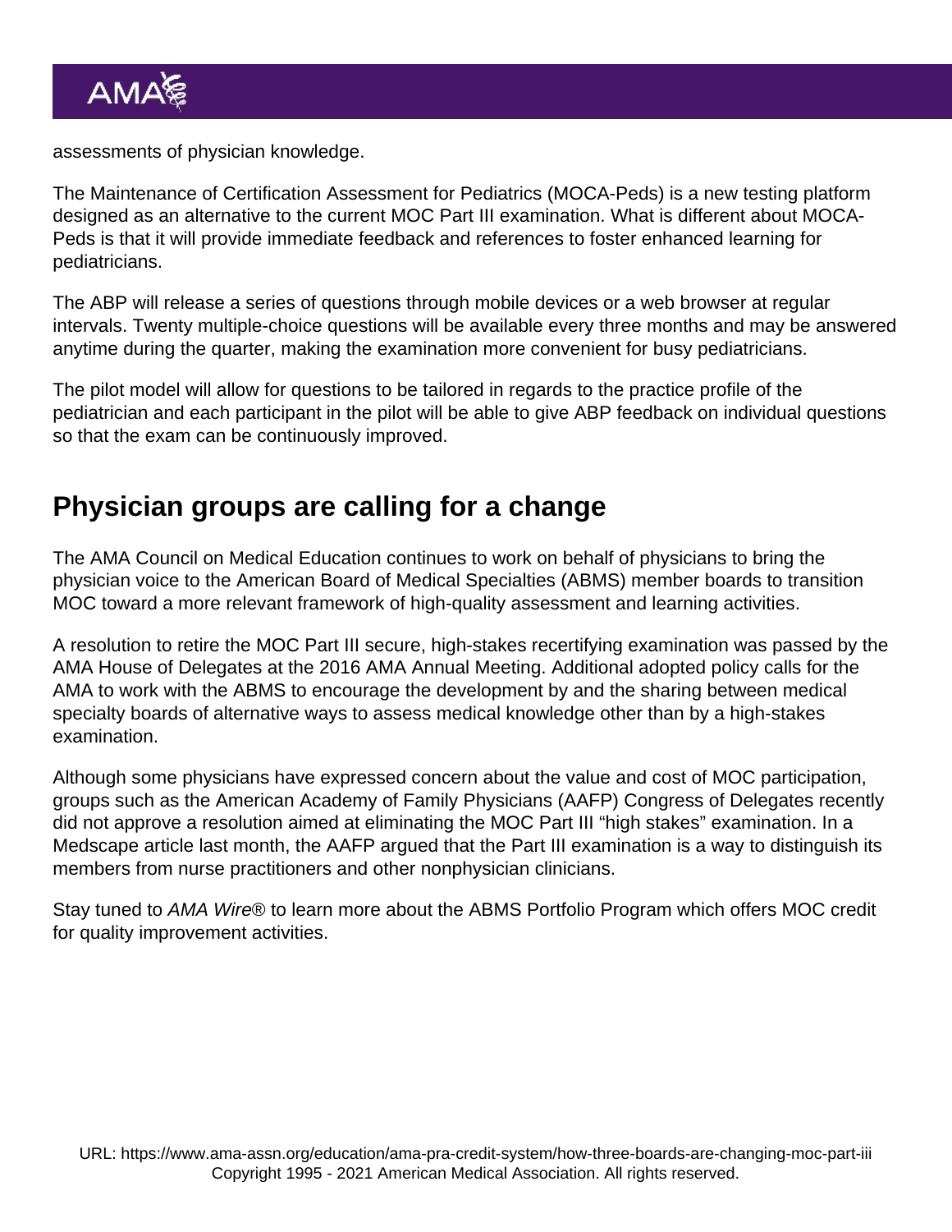assessments of physician knowledge.

The Maintenance of Certification Assessment for Pediatrics (MOCA-Peds) is a new testing platform designed as an alternative to the current MOC Part III examination. What is different about MOCA-Peds is that it will provide immediate feedback and references to foster enhanced learning for pediatricians.

The ABP will release a series of questions through mobile devices or a web browser at regular intervals. Twenty multiple-choice questions will be available every three months and may be answered anytime during the quarter, making the examination more convenient for busy pediatricians.

The pilot model will allow for questions to be tailored in regards to the practice profile of the pediatrician and each participant in the pilot will be able to give ABP feedback on individual questions so that the exam can be continuously improved.

## Physician groups are calling for a change

The AMA Council on Medical Education continues to work on behalf of physicians to bring the physician voice to the American Board of Medical Specialties (ABMS) member boards to transition MOC toward a more relevant framework of high-quality assessment and learning activities.

A resolution to retire the MOC Part III secure, high-stakes recertifying examination was passed by the AMA House of Delegates at the 2016 AMA Annual Meeting. Additional adopted policy calls for the AMA to work with the ABMS to encourage the development by and the sharing between medical specialty boards of alternative ways to assess medical knowledge other than by a high-stakes examination.

Although some physicians have expressed concern about the value and cost of MOC participation, groups such as the American Academy of Family Physicians (AAFP) Congress of Delegates recently did not approve a resolution aimed at eliminating the MOC Part III "high stakes" examination. In a Medscape article last month, the AAFP argued that the Part III examination is a way to distinguish its members from nurse practitioners and other nonphysician clinicians.

Stay tuned to *AMA Wire®* to learn more about the ABMS Portfolio Program which offers MOC credit for quality improvement activities.